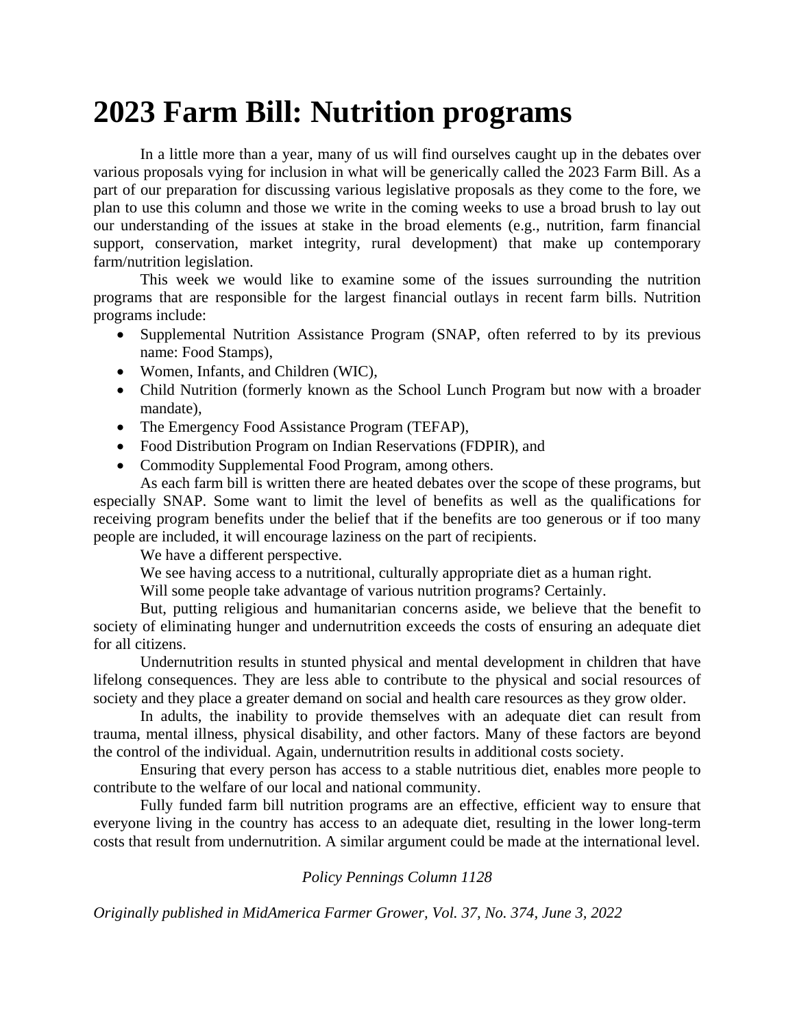# 2023 Farm Bill: Nutrition programs

In a little more than a year, many of us will find ourselves caught up in the debates over various proposals vying for inclusion in what will be generically called the 2023 Farm Bill. As a part of our preparation for discussing various legislative proposals as they come to the fore, we plan to use this column and those we write in the coming weeks to use a broad brush to lay out our understanding of the issues at stake in the broad elements (e.g., nutrition, farm financial support, conservation, market integrity, rural development) that make up contemporary farm/nutrition legislation.

This week we would like to examine some of the issues surrounding the nutrition programs that are responsible for the largest financial outlays in recent farm bills. Nutrition programs include:

- Supplemental Nutrition Assistance Program (SNAP, often referred to by its previous name: Food Stamps),
- Women, Infants, and Children (WIC),
- Child Nutrition (formerly known as the School Lunch Program but now with a broader mandate),
- The Emergency Food Assistance Program (TEFAP),
- Food Distribution Program on Indian Reservations (FDPIR), and
- Commodity Supplemental Food Program, among others.

As each farm bill is written there are heated debates over the scope of these programs, but especially SNAP. Some want to limit the level of benefits as well as the qualifications for receiving program benefits under the belief that if the benefits are too generous or if too many people are included, it will encourage laziness on the part of recipients.

We have a different perspective.

We see having access to a nutritional, culturally appropriate diet as a human right.

Will some people take advantage of various nutrition programs? Certainly.

But, putting religious and humanitarian concerns aside, we believe that the benefit to society of eliminating hunger and undernutrition exceeds the costs of ensuring an adequate diet for all citizens.

Undernutrition results in stunted physical and mental development in children that have lifelong consequences. They are less able to contribute to the physical and social resources of society and they place a greater demand on social and health care resources as they grow older.

In adults, the inability to provide themselves with an adequate diet can result from trauma, mental illness, physical disability, and other factors. Many of these factors are beyond the control of the individual. Again, undernutrition results in additional costs society.

Ensuring that every person has access to a stable nutritious diet, enables more people to contribute to the welfare of our local and national community.

Fully funded farm bill nutrition programs are an effective, efficient way to ensure that everyone living in the country has access to an adequate diet, resulting in the lower long-term costs that result from undernutrition. A similar argument could be made at the international level.

*Policy Pennings Column 1128*

*Originally published in MidAmerica Farmer Grower, Vol. 37, No. 374, June 3, 2022*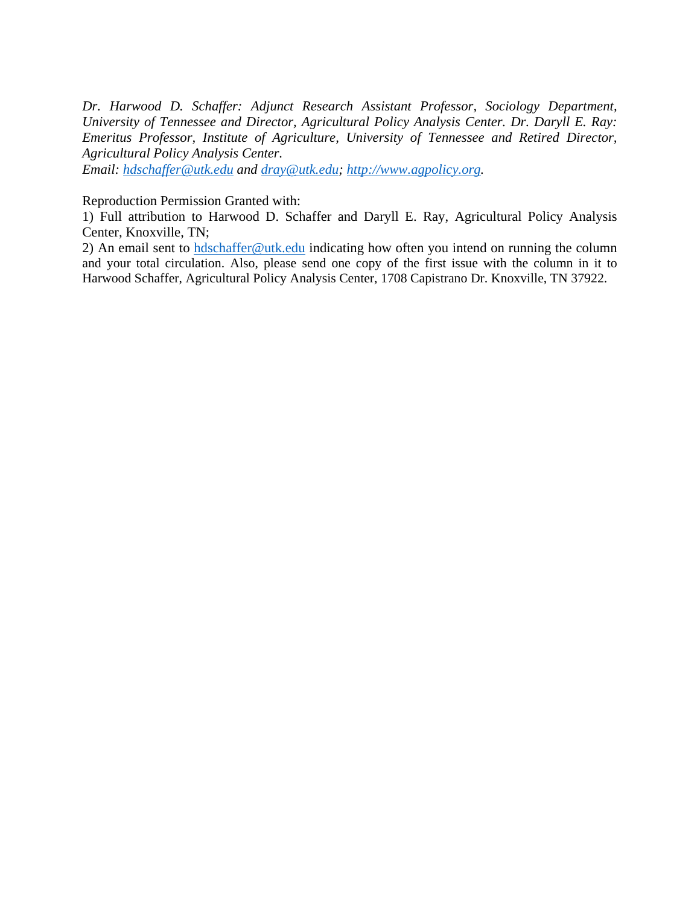*Dr. Harwood D. Schaffer: Adjunct Research Assistant Professor, Sociology Department, University of Tennessee and Director, Agricultural Policy Analysis Center. Dr. Daryll E. Ray: Emeritus Professor, Institute of Agriculture, University of Tennessee and Retired Director, Agricultural Policy Analysis Center.*
*Email: hdschaffer@utk.edu and dray@utk.edu; http://www.agpolicy.org.*

Reproduction Permission Granted with:
1) Full attribution to Harwood D. Schaffer and Daryll E. Ray, Agricultural Policy Analysis Center, Knoxville, TN;
2) An email sent to hdschaffer@utk.edu indicating how often you intend on running the column and your total circulation. Also, please send one copy of the first issue with the column in it to Harwood Schaffer, Agricultural Policy Analysis Center, 1708 Capistrano Dr. Knoxville, TN 37922.